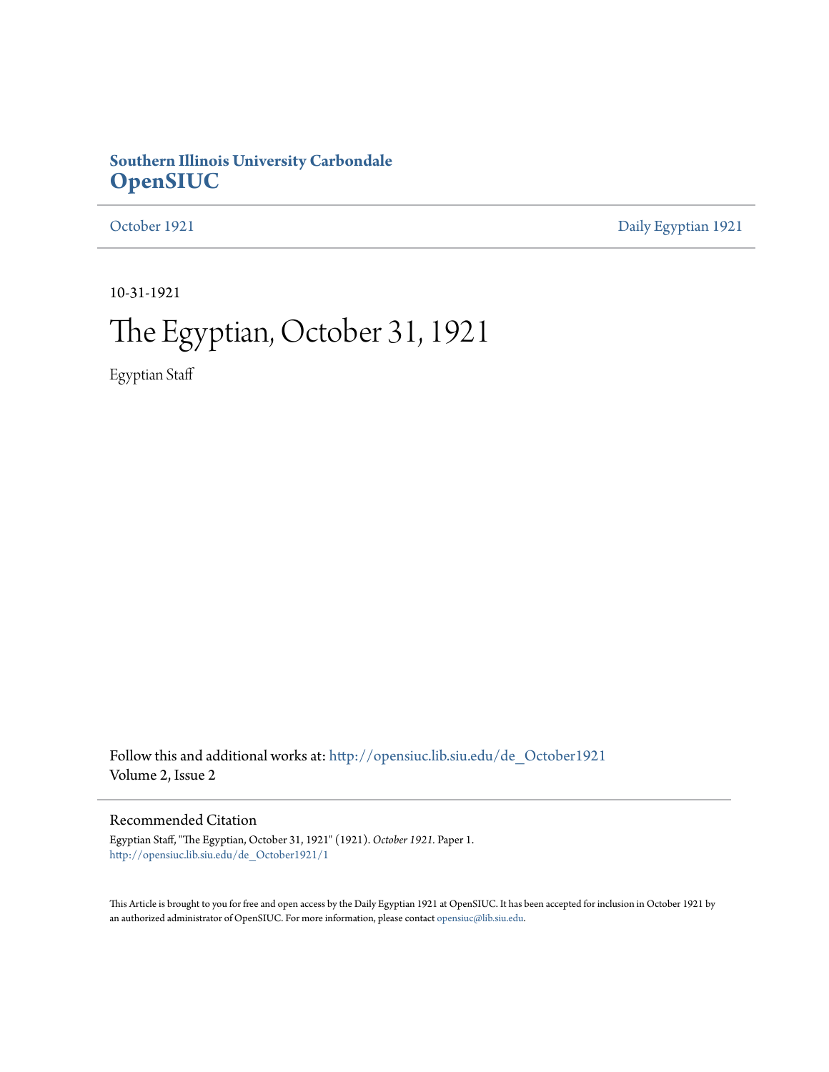**Southern Illinois University Carbondale**
# OpenSIUC

October 1921 | Daily Egyptian 1921

10-31-1921

# The Egyptian, October 31, 1921

Egyptian Staff

Follow this and additional works at: http://opensiuc.lib.siu.edu/de_October1921
Volume 2, Issue 2

## Recommended Citation

Egyptian Staff, "The Egyptian, October 31, 1921" (1921). *October 1921.* Paper 1.
http://opensiuc.lib.siu.edu/de_October1921/1

This Article is brought to you for free and open access by the Daily Egyptian 1921 at OpenSIUC. It has been accepted for inclusion in October 1921 by an authorized administrator of OpenSIUC. For more information, please contact opensiuc@lib.siu.edu.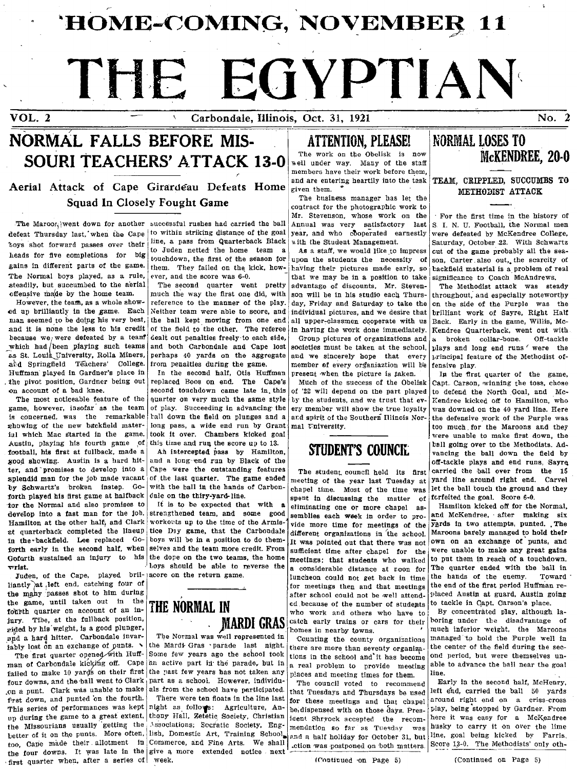# HOME-COMING, NOVEMBER 11

# THE EGYPTIAN

VOL. 2 — Carbondale, Illinois, Oct. 31, 1921 — No. 2

## NORMAL FALLS BEFORE MISSOURI TEACHERS' ATTACK 13-0

### Aerial Attack of Cape Girardeau Defeats Home Squad In Closely Fought Game

The Maroon went down for another defeat Thursday last, when the Cape boys shot forward passes over their heads for five completions for big gains in different parts of the game. The Normal boys played, as a rule, steadily, but succumbed to the aerial offensive made by the home team.

However, the team, as a whole showed up brilliantly in the game. Each man seemed to be doing his very best, and it is none the less to his credit because we were defeated by a team which had been playing such teams as St. Louis University, Rolla Miners, and Springfield Teachers' College. Huffman played in Gardner's place in the pivot position, Gardner being out on account of a bad knee.

The most noticeable feature of the game, however, insofar as the team is concerned, was the remarkable showing of the new backfield material which Mac started in the game. Austin, playing his fourth game of football, his first at fullback, made a good showing. Austin is a hard hitter, and promises to develop into a splendid man for the job made vacant by Schwartz's broken instep. Goforth played his first game at halfback for the Normal and also promises to develop into a fast man for the job. Hamilton at the other half, and Clark at quarterback completed the lineup in the backfield. Lee replaced Goforth early in the second half, when Goforth sustained an injury to his wrist.

Juden, of the Cape, played brilliantly at left end, catching four of the many passes shot to him during the game, until taken out in the fourth quarter on account of an injury. Tibe, at the fullback position, aided by his weight, is a good plunger, and a hard hitter. Carbondale invariably lost on an exchange of punts.

The first quarter opened with Huffman of Carbondale kicking off. Cape failed to make 10 yards on their first four downs, and the ball went to Clark on a punt. Clark was unable to make first down, and punted on the fourth. This series of performances was kept up during the game to a great extent, the Missourians usually getting the better of it on the punts. More often, too, Cape made their allotment in the four downs. It was late in the first quarter when, after a series of successful rushes had carried the ball to within striking distance of the goal line, a pass from Quarterback Black to Juden netted the home team a touchdown, the first of the season for them. They failed on the kick, however, and the score was 6-0.

The second quarter went pretty much the way the first one did, with reference to the manner of the play. Neither team were able to score, and the ball kept moving from one end of the field to the other. The referee dealt out penalties freely to each side, and both Carbondale and Cape lost perhaps 40 yards on the aggregate from penalties during the game.

In the second half, Otis Huffman replaced Boos on end. The Cape's second touchdown came late in this quarter on very much the same style of play. Succeeding in advancing the ball down the field on plunges and a long pass, a wide end run by Grant took it over. Chambers kicked goal this time and run the score up to 13.

An intercepted pass by Hamilton, and a long end run by Black of the Cape were the outstanding features of the last quarter. The game ended with the ball in the hands of Carbondale on the thiry-yard-line.

It is to be expected that with a strengthened team, and some good workouts up to the time of the Armistice Day game, that the Carbondale boys will be in a position to do themselves and the team more credit. From the dope on the two teams, the home boys should be able to reverse the score on the return game.

## ATTENTION, PLEASE!

The work on the Obelisk is now well under way. Many of the staff members have their work before them, and are entering heartily into the task given them.

The business manager has let the contract for the photographic work to Mr. Stevenson, whose work on the Annual was very satisfactory last year, and who cooperated earnestly with the Student Management.

As a staff, we would like to impress upon the students the necessity of having their pictures made early, so that we may be in a position to take advantage of discounts. Mr. Stevenson will be in his studio each Thursday, Friday and Saturday to take the individual pictures, and we desire that all upper-classmen cooperate with us in having the work done immediately.

Group pictures of organizations and societies must be taken at the school, and we sincerely hope that every member of every organiaztion will be present when the picture is taken.

Much of the success of the Obelisk of '22 will depend on the part played by the students, and we trust that every member will show the true loyalty and spirit of the Southern Illinois Normal University.

## THE NORMAL IN MARDI GRAS

The Normal was well represented in the Mardi Gras parade last night. Some few years ago the school took an active part in the parade, but in the past few years has not taken any part as a school. However, individuals from the school have participated.

There were ten floats in the line last night as follows: Agriculture, Anthony Hall, Zetetic Society, Christian Associations; Socratic Society, English, Domestic Art, Training School, Commerce, and Fine Arts. We shall give a more extended notice next week.

## STUDENT'S COUNCIL

The student council held its first meeting of the year last Tuesday at chapel time. Most of the time was spent in discussing the matter of eliminating one or more chapel assemblies each week in order to provide more time for meetings of the different organizations in the school. It was pointed out that there was not sufficient time after chapel for the meetings; that students who walked a considerable distance at noon for luncheon could not get back in time for meetings then and that meetings after school could not be well attended because of the number of students who work and others who have to catch early trains or cars for their homes in nearby towns.

Counting the county organizations there are more than seventy organizations in the school and it has become a real problem to provide meeting places and meeting times for them.

The council voted to recommend that Tuesdays and Thursdays be used for these meetings and that chapel be dispensed with on those days. President Shryock accepted the recommendation so far as Tuesday was and a half holiday for October 31, but action was postponed on both matters.

(Continued on Page 5)

## NORMAL LOSES TO McKENDREE, 20-0

### TEAM, CRIPPLED, SUCCUMBS TO METHODIST ATTACK

For the first time in the history of S. I. N. U. Football, the Normal men were defeated by McKendree College, Saturday, October 22. With Schwartz out of the game probably all the season, Carter also out, the scarcity of backfield material is a problem of real significance to Coach McAndrews.

The Methodist attack was steady throughout, and especially noteworthy on the side of the Purple was the brilliant work of Sayre, Right Half Back. Early in the game, Willis, McKendree Quarterback, went out with a broken collar-bone. Off-tackle plays and long end runs were the principal feature of the Methodist offensive play.

In the first quarter of the game, Capt. Carson, winning the toss, chose to defend the North Goal, and McKendree kicked off to Hamilton, who was downed on the 40 yard line. Here the defensive work of the Purple was too much for the Maroons and they were unable to make first down, the ball going over to the Methodists. Advancing the ball down the field by off-tackle plays and end runs, Sayre carried the ball over from the 15 yard line around right end. Carvel let the ball touch the ground and they forfeited the goal. Score 6-0.

Hamilton kicked off for the Normal, and McKendree, after making six yards in two attempts, punted. The Maroons barely managed to hold their own on an exchange of punts, and were unable to make any great gains to put them in reach of a touchdown. The quarter ended with the ball in the hands of the enemy. Toward the end of the first period Huffman replaced Austin at guard, Austin going to tackle in Capt. Carson's place.

By concentrated play, although laboring under the disadvantage of much inferior weight, the Maroons managed to hold the Purple well in the center of the field during the second period, but were themselves unable to advance the ball near the goal line.

Early in the second half, McHenry, left end, carried the ball 50 yards around right end on a criss-cross play, being stopped by Gardner. From here it was easy for a McKendree husky to carry it on over the lime line, goal being kicked by Farris. Score 13-0. The Methodists' only oth-

(Continued on Page 5)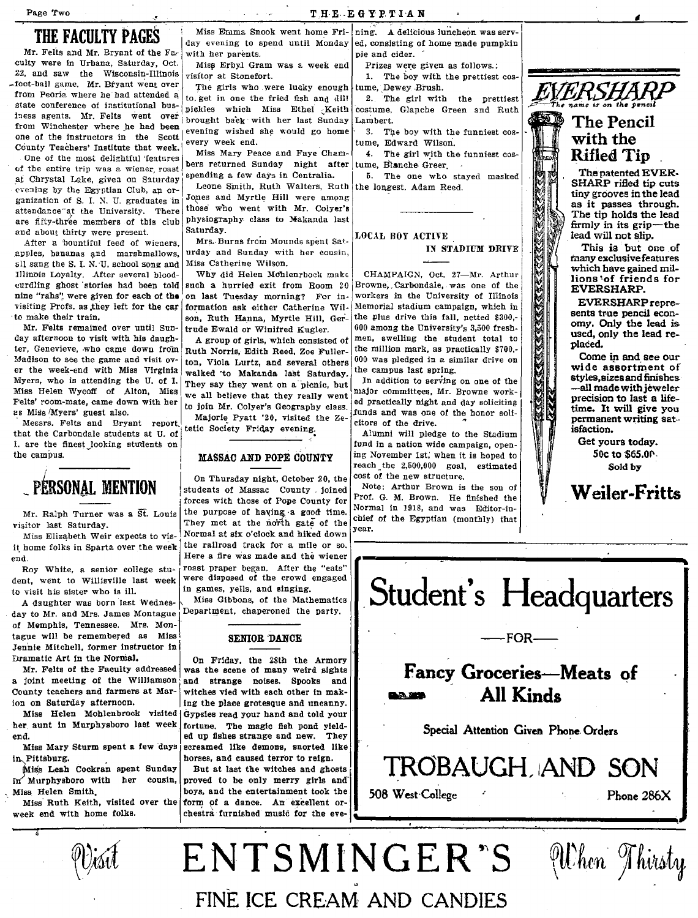## THE FACULTY PAGES

Mr. Felts and Mr. Bryant of the Faculty were in Urbana, Saturday, Oct. 22, and saw the Wisconsin-Illinois foot-ball game. Mr. Bryant went over from Peoria where he had attended a state conference of institutional business agents. Mr. Felts went over from Winchester where he had been one of the instructors in the Scott County Teachers' Institute that week.

One of the most delightful features of the entire trip was a wiener roast at Chrystal Lake, given on Saturday evening by the Egyptian Club, an organization of S. I. N. U. graduates in attendance at the University. There are fifty-three members of this club and about thirty were present.

After a bountiful feed of wieners, apples, bananas and marshmallows, all sang the S. I. N. U. school song and Illinois Loyalty. After several bloodcurdling ghost stories had been told nine "rahs" were given for each of the visiting Profs. as they left for the car to make their train.

Mr. Felts remained over until Sunday afternoon to visit with his daughter, Genevieve, who came down from Madison to see the game and visit over the week-end with Miss Virginia Myers, who is attending the U. of I. Miss Helen Wycoff of Alton, Miss Felts' room-mate, came down with her as Miss Myers' guest also.

Messrs. Felts and Bryant report that the Carbondale students at U. of I. are the finest looking students on the campus.

## PERSONAL MENTION

Mr. Ralph Turner was a St. Louis visitor last Saturday.

Miss Elizabeth Weir expects to visit home folks in Sparta over the week end.

Roy White, a senior college student, went to Willisville last week to visit his sister who is ill.

A daughter was born last Wednesday to Mr. and Mrs. James Montague of Memphis, Tennessee. Mrs. Montague will be remembered as Miss Jennie Mitchell, former instructor in Dramatic Art in the Normal.

Mr. Felts of the Faculty addressed a joint meeting of the Williamson County teachers and farmers at Marion on Saturday afternoon.

Miss Helen Mohlenbrock visited her aunt in Murphysboro last week end.

Miss Mary Sturm spent a few days in Pittsburg.

Miss Leah Cockran spent Sunday in Murphysboro with her cousin, Miss Helen Smith.

Miss Ruth Keith, visited over the week end with home folks.

Miss Emma Snook went home Friday evening to spend until Monday with her parents.

Miss Erbyl Gram was a week end visitor at Stonefort.

The girls who were lucky enough to get in one the fried fish and dill pickles which Miss Ethel Keith brought back with her last Sunday evening wished she would go home every week end.

Miss Mary Peace and Faye Chambers returned Sunday night after spending a few days in Centralia.

Leone Smith, Ruth Walters, Ruth Jones and Myrtle Hill were among those who went with Mr. Colyer's physiography class to Makanda last Saturday.

Mrs. Burns from Mounds spent Saturday and Sunday with her cousin, Miss Catherine Wilson.

Why did Helen Mohlenrbock make such a hurried exit from Room 20 on last Tuesday morning? For information ask either Catherine Wilson, Ruth Hanna, Myrtle Hill, Gertrude Ewald or Winifred Kugler.

A group of girls, which consisted of Ruth Norris, Edith Reed, Zoe Fullerton, Viola Lurtz, and several others walked to Makanda last Saturday. They say they went on a picnic, but we all believe that they really went to join Mr. Colyer's Geography class.

Majorie Pyatt '20, visited the Zetetic Society Friday evening.

### MASSAC AND POPE COUNTY

On Thursday night, October 20, the students of Massac County joined forces with those of Pope County for the purpose of having a good time. They met at the north gate of the Normal at six o'clock and hiked down the railroad track for a mile or so. Here a fire was made and the wiener roast praper began. After the "eats" were disposed of the crowd engaged in games, yells, and singing.

Miss Gibbons, of the Mathematics Department, chaperoned the party.

### SENIOR DANCE

On Friday, the 28th the Armory was the scene of many weird sights and strange noises. Spooks and witches vied with each other in making the place grotesque and uncanny. Gypsies read your hand and told your fortune. The magic fish pond yielded up fishes strange and new. They screamed like demons, snorted like horses, and caused terror to reign.

But at last the witches and ghosts proved to be only merry girls and boys, and the entertainment took the form of a dance. An excellent orchestra furnished music for the evening. A delicious luncheon was served, consisting of home made pumpkin pie and cider.

Prizes were given as follows:

1. The boy with the prettiest costume, Dewey Brush.
2. The girl with the prettiest costume, Glanche Green and Ruth Lambert.
3. The boy with the funniest costume, Edward Wilson.
4. The girl with the funniest costume, Blanche Greer.
5. The one who stayed masked the longest, Adam Reed.

### LOCAL BOY ACTIVE IN STADIUM DRIVE

CHAMPAIGN, Oct. 27—Mr. Arthur Browne, Carbondale, was one of the workers in the University of Illinois Memorial stadium campaign, which in the plus drive this fall, netted \$300,600 among the University's 3,500 freshmen, swelling the student total to the million mark, as practically \$700,000 was pledged in a similar drive on the campus last spring.

In addition to serving on one of the major committees, Mr. Browne worked practically night and day soliciting funds and was one of the honor solicitors of the drive.

Alumni will pledge to the Stadium fund in a nation wide campaign, opening November 1st, when it is hoped to reach the 2,500,000 goal, estimated cost of the new structure.

Note: Arthur Brown is the son of Prof. G. M. Brown. He finished the Normal in 1918, and was Editor-in-chief of the Egyptian (monthly) that year.

---

**EVERSHARP**
*The name is on the pencil*

**The Pencil with the Rifled Tip**

The patented EVERSHARP rifled tip cuts tiny grooves in the lead as it passes through. The tip holds the lead firmly in its grip—the lead will not slip.

This is but one of many exclusive features which have gained millions of friends for EVERSHARP.

EVERSHARP represents true pencil economy. Only the lead is used, only the lead replaced.

Come in and see our wide assortment of styles, sizes and finishes—all made with jeweler precision to last a lifetime. It will give you permanent writing satisfaction.

Get yours today.
50c to \$65.00

Sold by

**Weiler-Fritts**

---

**Student's Headquarters**

—FOR—

**Fancy Groceries—Meats of All Kinds**

Special Attention Given Phone Orders

**TROBAUGH AND SON**

508 West College — Phone 286X

---

*Visit* **ENTSMINGER'S** *When Thirsty*

FINE ICE CREAM AND CANDIES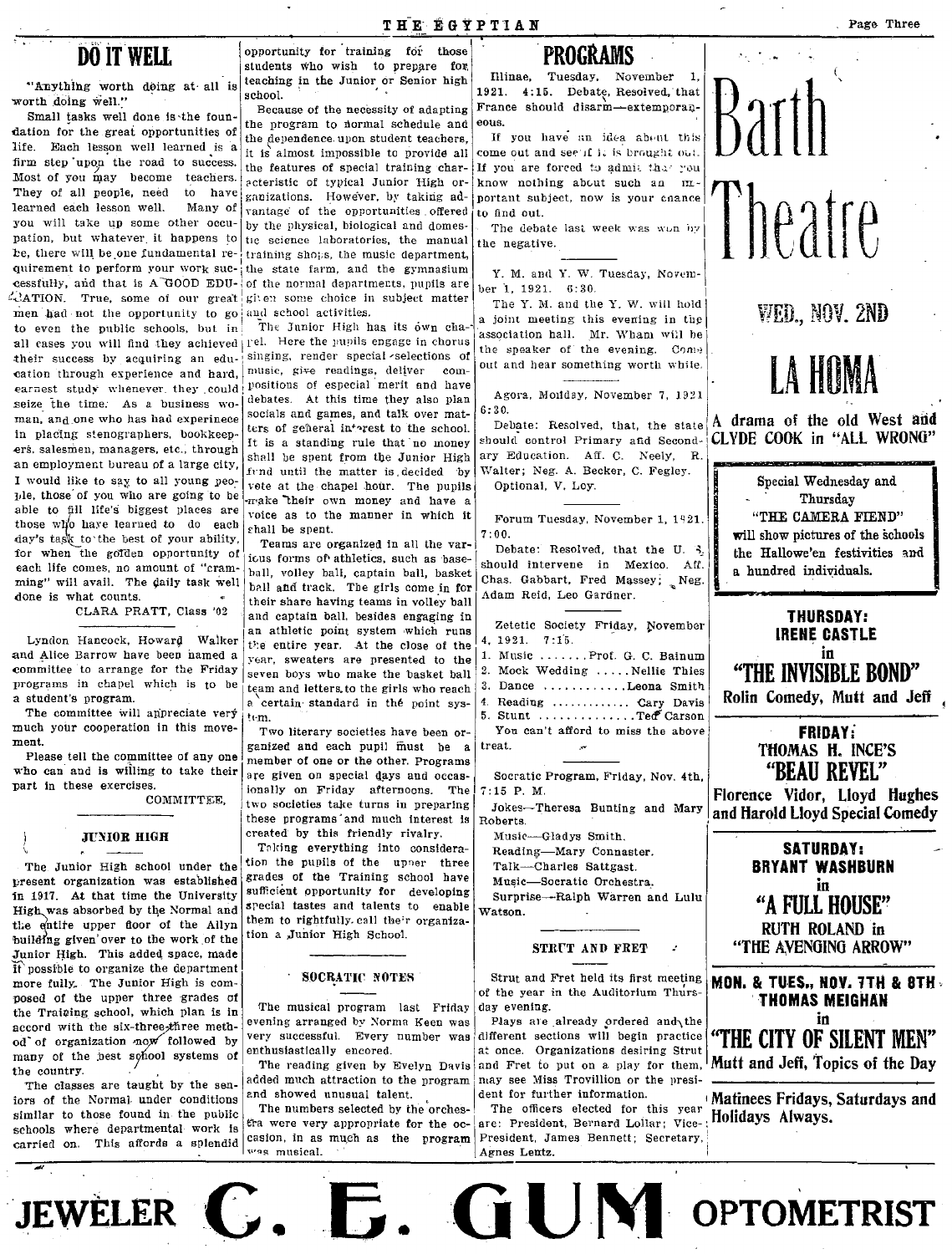# DO IT WELL

"Anything worth doing at all is worth doing well."

Small tasks well done is the foundation for the great opportunities of life. Each lesson well learned is a firm step upon the road to success. Most of you may become teachers. They of all people, need to have learned each lesson well. Many of you will take up some other occupation, but whatever it happens to be, there will be one fundamental requirement to perform your work successfully, and that is A GOOD EDUCATION. True, some of our great men had not the opportunity to go to even the public schools, but in all cases you will find they achieved their success by acquiring an education through experience and hard, earnest study whenever they could seize the time. As a business woman, and one who has had experinece in placing stenographers, bookkeepers, salesmen, managers, etc., through an employment bureau of a large city, I would like to say to all young people, those of you who are going to be able to fill life's biggest places are those who have learned to do each day's task to the best of your ability, for when the golden opportunity of each life comes, no amount of "cramming" will avail. The daily task well done is what counts.

CLARA PRATT, Class '02

Lyndon Hancock, Howard Walker and Alice Barrow have been named a committee to arrange for the Friday programs in chapel which is to be a student's program.

The committee will appreciate very much your cooperation in this movement.

Please tell the committee of any one who can and is willing to take their part in these exercises.

COMMITTEE.

## JUNIOR HIGH

The Junior High school under the present organization was established in 1917. At that time the University High was absorbed by the Normal and the entire upper floor of the Allyn building given over to the work of the Junior High. This added space, made it possible to organize the department more fully. The Junior High is composed of the upper three grades of the Training school, which plan is in accord with the six-three-three method of organization now followed by many of the best school systems of the country.

The classes are taught by the seniors of the Normal under conditions similar to those found in the public schools where departmental work is carried on. This affords a splendid opportunity for training for those students who wish to prepare for teaching in the Junior or Senior high school.

Because of the necessity of adapting the program to normal schedule and the dependence upon student teachers, it is almost impossible to provide all the features of special training characteristic of typical Junior High organizations. However, by taking advantage of the opportunities offered by the physical, biological and domestic science laboratories, the manual training shops, the music department, the state farm, and the gymnasium of the normal departments, pupils are given some choice in subject matter and school activities.

The Junior High has its own chapel. Here the pupils engage in chorus singing, render special selections of music, give readings, deliver compositions of especial merit and have debates. At this time they also plan socials and games, and talk over matters of general interest to the school. It is a standing rule that no money shall be spent from the Junior High fund until the matter is decided by vote at the chapel hour. The pupils make their own money and have a voice as to the manner in which it shall be spent.

Teams are organized in all the various forms of athletics, such as baseball, volley ball, captain ball, basket ball and track. The girls come in for their share having teams in volley ball and captain ball, besides engaging in an athletic point system which runs the entire year. At the close of the year, sweaters are presented to the seven boys who make the basket ball team and letters to the girls who reach a certain standard in the point system.

Two literary societies have been organized and each pupil must be a member of one or the other. Programs are given on special days and occasionally on Friday afternoons. The two societies take turns in preparing these programs and much interest is created by this friendly rivalry.

Taking everything into consideration the pupils of the upper three grades of the Training school have sufficient opportunity for developing special tastes and talents to enable them to rightfully call their organization a Junior High School.

## SOCRATIC NOTES

The musical program last Friday evening arranged by Norma Keen was very successful. Every number was enthusiastically encored.

The reading given by Evelyn Davis added much attraction to the program and showed unusual talent.

The numbers selected by the orchestra were very appropriate for the occasion, in as much as the program was musical.

# PROGRAMS

Illinae, Tuesday, November 1, 1921. 4:15. Debate, Resolved, that France should disarm—extemporaneous.

If you have an idea about this come out and see if it is brought out. If you are forced to admit that you know nothing about such an important subject, now is your chance to find out.

The debate last week was won by the negative.

Y. M. and Y. W. Tuesday, November 1, 1921. 6:30.

The Y. M. and the Y. W. will hold a joint meeting this evening in the association hall. Mr. Wham will be the speaker of the evening. Come out and hear something worth while.

Agora, Monday, November 7, 1921 6:30.

Debate: Resolved, that, the state should control Primary and Secondary Education. Aff. C. Neely, R. Walter; Neg. A. Becker, C. Fegley.

Optional, V. Loy.

Forum Tuesday, November 1, 1921. 7:00.

Debate: Resolved, that the U. S. should intervene in Mexico. Aff. Chas. Gabbart, Fred Massey; Neg. Adam Reid, Leo Gardner.

Zetetic Society Friday, November 4, 1921. 7:15.

1. Music .......Prof. G. C. Bainum
2. Mock Wedding .....Nellie Thies
3. Dance ............Leona Smith
4. Reading ............Cary Davis
5. Stunt ..............Ted Carson

You can't afford to miss the above treat.

Socratic Program, Friday, Nov. 4th, 7:15 P. M.

Jokes—Theresa Bunting and Mary Roberts.

Music—Gladys Smith.

Reading—Mary Connaster.

Talk—Charles Sattgast.

Music—Socratic Orchestra.

Surprise—Ralph Warren and Lulu Watson.

## STRUT AND FRET

Strut and Fret held its first meeting of the year in the Auditorium Thursday evening.

Plays are already ordered and the different sections will begin practice at once. Organizations desiring Strut and Fret to put on a play for them, may see Miss Trovillion or the president for further information.

The officers elected for this year are: President, Bernard Lollar; Vice-President, James Bennett; Secretary, Agnes Lentz.

# Barth Theatre

**WED., NOV. 2ND**

**LA HOMA**

A drama of the old West and CLYDE COOK in "ALL WRONG"

Special Wednesday and Thursday
"THE CAMERA FIEND"
will show pictures of the schools the Hallowe'en festivities and a hundred individuals.

**THURSDAY:**
**IRENE CASTLE**
in
**"THE INVISIBLE BOND"**
Rolin Comedy, Mutt and Jeff

**FRIDAY:**
**THOMAS H. INCE'S**
**"BEAU REVEL"**
Florence Vidor, Lloyd Hughes and Harold Lloyd Special Comedy

**SATURDAY:**
**BRYANT WASHBURN**
in
**"A FULL HOUSE"**
RUTH ROLAND in
"THE AVENGING ARROW"

**MON. & TUES., NOV. 7TH & 8TH**
**THOMAS MEIGHAN**
in
**"THE CITY OF SILENT MEN"**
Mutt and Jeff, Topics of the Day

Matinees Fridays, Saturdays and Holidays Always.

**JEWELER C. E. GUM OPTOMETRIST**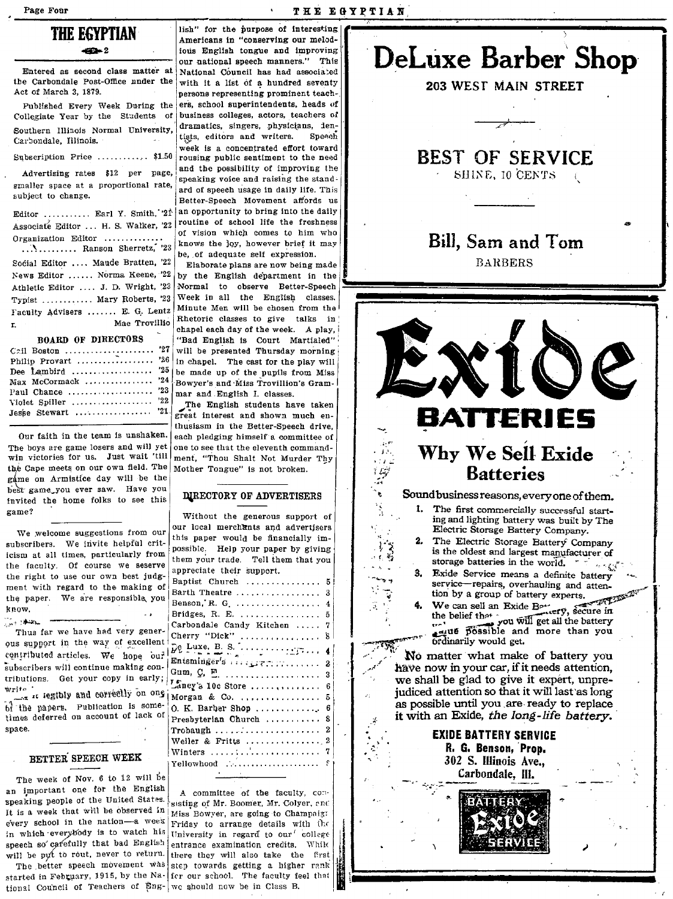# THE EGYPTIAN

Entered as second class matter at the Carbondale Post-Office under the Act of March 3, 1879.

Published Every Week During the Collegiate Year by the Students of Southern Illinois Normal University, Carbondale, Illinois.

Subscription Price ............ $1.50

Advertising rates $12 per page, smaller space at a proportional rate, subject to change.

Editor ........... Earl Y. Smith, '21
Associate Editor ... H. S. Walker, '22
Organization Editor ............ Ranson Sherretz, '23
Social Editor .... Maude Bratten, '22
News Editor ...... Norma Keene, '22
Athletic Editor .... J. D. Wright, '23
Typist ........... Mary Roberts, '23
Faculty Advisers ....... E. G. Lentz
Mae Trovillio

### BOARD OF DIRECTORS

Cail Boston ..................... '27
Philip Provart ................. '26
Dee Lambird ................... '25
Max McCormack ............... '24
Paul Chance .................... '23
Violet Spiller .................. '22
Jesse Stewart .................. '21

Our faith in the team is unshaken. The boys are game losers and will yet win victories for us. Just wait 'till the Cape meets on our own field. The game on Armistice day will be the best game you ever saw. Have you invited the home folks to see this game?

We welcome suggestions from our subscribers. We invite helpful criticism at all times, particularly from the faculty. Of course we reserve the right to use our own best judgment with regard to the making of the paper. We are responsible, you know.

Thus far we have had very generous support in the way of excellent contributed articles. We hope our subscribers will continue making contributions. Get your copy in early; write it legibly and correctly on one of the papers. Publication is sometimes deferred on account of lack of space.

### BETTER SPEECH WEEK

The week of Nov. 6 to 12 will be an important one for the English speaking people of the United States. It is a week that will be observed in every school in the nation—a week in which everybody is to watch his speech so carefully that bad English will be put to rout, never to return.

The better speech movement was started in February, 1915, by the National Council of Teachers of English" for the purpose of interesting Americans in "conserving our melodious English tongue and improving our national speech manners." This National Council has had associated with it a list of a hundred seventy persons representing prominent teachers, school superintendents, heads of business colleges, actors, teachers of dramatics, singers, physicians, dentists, editors and writers. Speech week is a concentrated effort toward rousing public sentiment to the need and the possibility of improving the speaking voice and raising the standard of speech usage in daily life. This Better-Speech Movement affords us an opportunity to bring into the daily routine of school life the freshness of vision which comes to him who knows the joy, however brief it may be, of adequate self expression.

Elaborate plans are now being made by the English department in the Normal to observe Better-Speech Week in all the English classes. Minute Men will be chosen from the Rhetoric classes to give talks in chapel each day of the week. A play, "Bad English is Court Martialed" will be presented Thursday morning in chapel. The cast for the play will be made up of the pupils from Miss Bowyer's and Miss Trovillion's Grammar and English I. classes.

The English students have taken great interest and shown much enthusiasm in the Better-Speech drive, each pledging himself a committee of one to see that the eleventh commandment, "Thou Shalt Not Murder Thy Mother Tongue" is not broken.

### DIRECTORY OF ADVERTISERS

Without the generous support of our local merchants and advertisers this paper would be financially impossible. Help your paper by giving them your trade. Tell them that you appreciate their support.

Baptist Church ............... 5
Barth Theatre ................ 3
Benson, R. G. ................ 4
Bridges, R. E. ............... 5
Carbondale Candy Kitchen ..... 7
Cherry "Dick" ................ 8
De Luxe, B. S. ............... 4
Entsminger's ................. 2
Gum, C. E. ................... 3
Laney's 10c Store ............ 6
Morgan & Co. ................. 5
O. K. Barber Shop ............ 6
Presbyterian Church .......... 8
Trobaugh ..................... 2
Weiler & Fritts .............. 2
Winters ...................... 7
Yellowhood ................... 8

A committee of the faculty, consisting of Mr. Boomer, Mr. Colyer, and Miss Bowyer, are going to Champaign Friday to arrange details with the University in regard to our college entrance examination credits. While there they will also take the first step towards getting a higher rank for our school. The faculty feel that we should now be in Class B.

---

# DeLuxe Barber Shop

**203 WEST MAIN STREET**

**BEST OF SERVICE**

SHINE, 10 CENTS

**Bill, Sam and Tom**

BARBERS

---

# Exide BATTERIES

## Why We Sell Exide Batteries

**Sound business reasons, every one of them.**

1. The first commercially successful starting and lighting battery was built by The Electric Storage Battery Company.
2. The Electric Storage Battery Company is the oldest and largest manufacturer of storage batteries in the world.
3. Exide Service means a definite battery service—repairs, overhauling and attention by a group of battery experts.
4. We can sell an Exide Battery, secure in the belief that you will get all the battery value possible and more than you ordinarily would get.

No matter what make of battery you have now in your car, if it needs attention, we shall be glad to give it expert, unprejudiced attention so that it will last as long as possible until you are ready to replace it with an Exide, *the long-life battery.*

**EXIDE BATTERY SERVICE**
**R. G. Benson, Prop.**
**302 S. Illinois Ave.,**
**Carbondale, Ill.**

BATTERY Exide SERVICE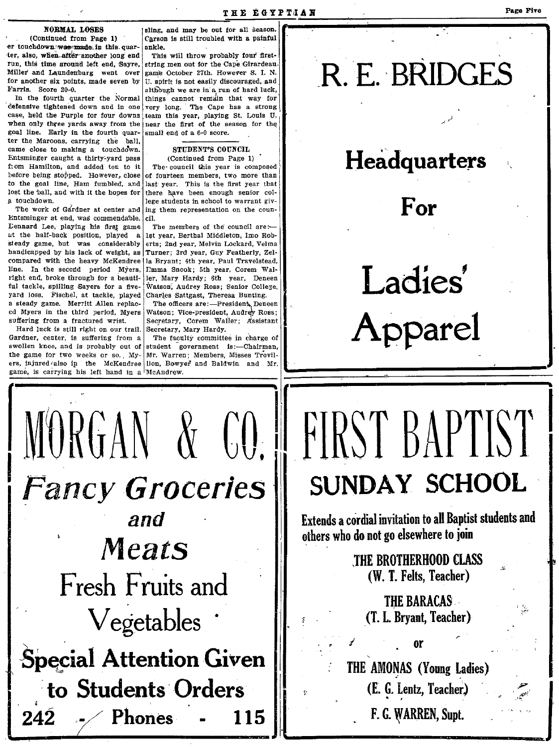### NORMAL LOSES

(Continued from Page 1)

er touchdown was made in this quarter, also, when after another long end run, this time around left end, Sayre, Miller and Laundenburg went over for another six points, made seven by Farris. Score 20-0.

In the fourth quarter the Normal defensive tightened down and in one case, held the Purple for four downs when only three yards away from the goal line. Early in the fourth quarter the Maroons, carrying the ball, came close to making a touchdown. Entsminger caught a thirty-yard pass from Hamilton, and added ten to it before being stopped. However, close to the goal line, Ham fumbled, and lost the ball, and with it the hopes for a touchdown.

The work of Gardner at center and Entsminger at end, was commendable. Lennard Lee, playing his first game at the half-back position, played a steady game, but was considerably handicapped by his lack of weight, as compared with the heavy McKendree line. In the second period Myers, right end, broke through for a beautiful tackle, spilling Sayers for a five-yard loss. Fischel, at tackle, played a steady game. Merritt Allen replaced Myers in the third period, Myers suffering from a fractured wrist.

Hard luck is still right on our trail. Gardner, center, is suffering from a swollen knee, and is probably out of the game for two weeks or so. Myers, injured also in the McKendree game, is carrying his left hand in a sling, and may be out for all season. Carson is still troubled with a painful ankle.

This will throw probably four first-string men out for the Cape Girardeau game October 27th. However S. I. N. U. spirit is not easily discouraged, and although we are in a run of hard luck, things cannot remain that way for very long. The Cape has a strong team this year, playing St. Louis U. near the first of the season for the small end of a 6-0 score.

### STUDENT'S COUNCIL

(Continued from Page 1)

The council this year is composed of fourteen members, two more than last year. This is the first year that there have been enough senior college students in school to warrant giving them representation on the council.

The members of the council are:—1st year, Berthal Middleton, Imo Roberts; 2nd year, Melvin Lockard, Velma Turner; 3rd year, Guy Featherly, Zella Bryant; 4th year, Paul Travelstead, Emma Snook; 5th year, Corem Waller, Mary Hardy; 6th year, Deneen Watson, Audrey Ross; Senior College, Charles Sattgast, Theresa Bunting.

The officers are:—President, Deneen Watson; Vice-president, Audrey Ross; Secretary, Corem Waller; Assistant Secretary, Mary Hardy.

The faculty committee in charge of student government is:—Chairman, Mr. Warren; Members, Misses Trovillion, Bowyer and Baldwin and Mr. McAndrew.

---

# R. E. BRIDGES

## Headquarters For

# Ladies' Apparel

---

# MORGAN & CO.

## *Fancy Groceries*

## *and*

## *Meats*

## Fresh Fruits and Vegetables

## Special Attention Given to Students Orders

**242 - Phones - 115**

---

# FIRST BAPTIST

## SUNDAY SCHOOL

**Extends a cordial invitation to all Baptist students and others who do not go elsewhere to join**

**THE BROTHERHOOD CLASS**
**(W. T. Felts, Teacher)**

**THE BARACAS**
**(T. L. Bryant, Teacher)**

**or**

**THE AMONAS (Young Ladies)**
**(E. G. Lentz, Teacher)**

**F. G. WARREN, Supt.**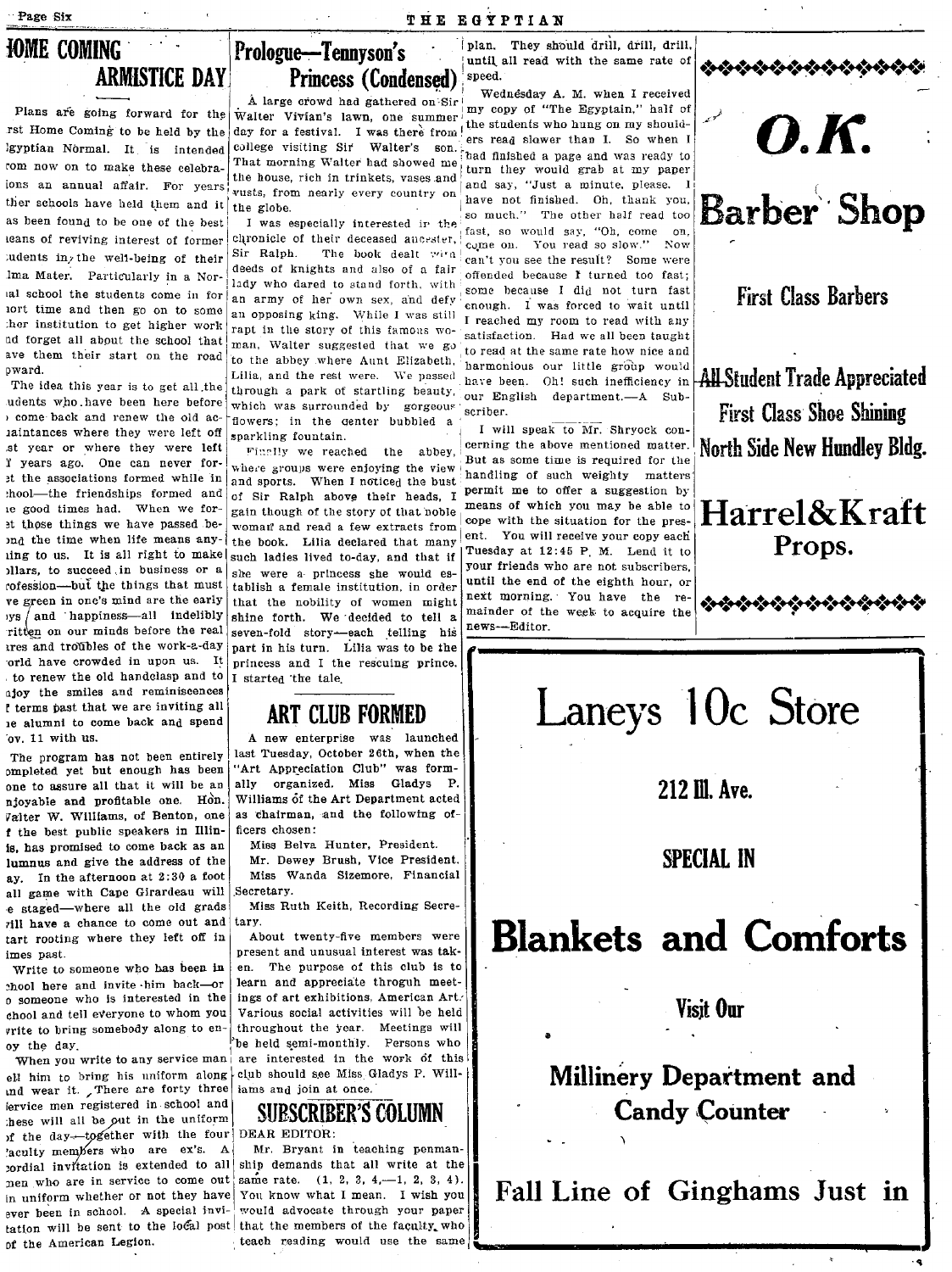# HOME COMING ARMISTICE DAY

Plans are going forward for the first Home Coming to be held by the Egyptian Normal. It is intended from now on to make these celebrations an annual affair. For years other schools have held them and it has been found to be one of the best means of reviving interest of former students in the well-being of their Alma Mater. Particularly in a Normal school the students come in for a short time and then go on to some other institution to get higher work and forget all about the school that gave them their start on the road upward.

The idea this year is to get all the students who have been here before to come back and renew the old acquaintances where they were left off last year or where they were left 7 years ago. One can never forget the associations formed while in school—the friendships formed and the good times had. When we forget those things we have passed beyond the time when life means anything to us. It is all right to make dollars, to succeed in business or a profession—but the things that must be green in one's mind are the early joys and happiness—all indelibly written on our minds before the real cares and troubles of the work-a-day world have crowded in upon us. It is to renew the old handclasp and to enjoy the smiles and reminiscences of terms past that we are inviting all the alumni to come back and spend Nov. 11 with us.

The program has not been entirely completed yet but enough has been done to assure all that it will be an enjoyable and profitable one. Hon. Walter W. Williams, of Benton, one of the best public speakers in Illinois, has promised to come back as an alumnus and give the address of the day. In the afternoon at 2:30 a foot ball game with Cape Girardeau will be staged—where all the old grads will have a chance to come out and start rooting where they left off in times past.

Write to someone who has been in school here and invite him back—or to someone who is interested in the school and tell everyone to whom you write to bring somebody along to enjoy the day.

When you write to any service man tell him to bring his uniform along and wear it. There are forty three service men registered in school and these will all be out in the uniform of the day—together with the four faculty members who are ex's. A cordial invitation is extended to all men who are in service to come out in uniform whether or not they have ever been in school. A special invitation will be sent to the local post of the American Legion.

# Prologue—Tennyson's Princess (Condensed)

A large crowd had gathered on Sir Walter Vivian's lawn, one summer day for a festival. I was there from college visiting Sir Walter's son. That morning Walter had showed me the house, rich in trinkets, vases and busts, from nearly every country on the globe.

I was especially interested in the chronicle of their deceased ancestor, Sir Ralph. The book dealt with deeds of knights and also of a fair lady who dared to stand forth, with an army of her own sex, and defy an opposing king. While I was still rapt in the story of this famous woman, Walter suggested that we go to the abbey where Aunt Elizabeth, Lilia, and the rest were. We passed through a park of startling beauty, which was surrounded by gorgeous flowers; in the center bubbled a sparkling fountain.

Finally we reached the abbey, where groups were enjoying the view and sports. When I noticed the bust of Sir Ralph above their heads, I gain though of the story of that noble woman and read a few extracts from the book. Lilia declared that many such ladies lived to-day, and that if she were a princess she would establish a female institution, in order that the nobility of women might shine forth. We decided to tell a seven-fold story—each telling his part in his turn. Lilia was to be the princess and I the rescuing prince. I started the tale.

# ART CLUB FORMED

A new enterprise was launched last Tuesday, October 26th, when the "Art Appreciation Club" was formally organized. Miss Gladys P. Williams of the Art Department acted as chairman, and the following officers chosen:

Miss Belva Hunter, President.

Mr. Dewey Brush, Vice President.

Miss Wanda Sizemore, Financial Secretary.

Miss Ruth Keith, Recording Secretary.

About twenty-five members were present and unusual interest was taken. The purpose of this club is to learn and appreciate throguh meetings of art exhibitions, American Art. Various social activities will be held throughout the year. Meetings will be held semi-monthly. Persons who are interested in the work of this club should see Miss Gladys P. Williams and join at once.

# SUBSCRIBER'S COLUMN

DEAR EDITOR:

Mr. Bryant in teaching penmanship demands that all write at the same rate. (1, 2, 3, 4,—1, 2, 3, 4). You know what I mean. I wish you would advocate through your paper that the members of the faculty who teach reading would use the same plan. They should drill, drill, drill, until all read with the same rate of speed.

Wednesday A. M. when I received my copy of "The Egyptain," half of the students who hung on my shoulders read slower than I. So when I had finished a page and was ready to turn they would grab at my paper and say, "Just a minute, please. I have not finished. Oh, thank you, so much." The other half read too fast, so would say, "Oh, come on, come on. You read so slow." Now can't you see the result? Some were offended because I turned too fast; some because I did not turn fast enough. I was forced to wait until I reached my room to read with any satisfaction. Had we all been taught to read at the same rate how nice and harmonious our little group would have been. Oh! such inefficiency in our English department.—A Subscriber.

I will speak to Mr. Shryock concerning the above mentioned matter. But as some time is required for the handling of such weighty matters permit me to offer a suggestion by means of which you may be able to cope with the situation for the present. You will receive your copy each Tuesday at 12:45 P. M. Lend it to your friends who are not subscribers, until the end of the eighth hour, or next morning. You have the remainder of the week to acquire the news—Editor.

# O.K. Barber Shop

First Class Barbers

All Student Trade Appreciated

First Class Shoe Shining

North Side New Hundley Bldg.

**Harrel & Kraft**
**Props.**

# Laneys 10c Store

212 Ill. Ave.

SPECIAL IN

**Blankets and Comforts**

Visit Our

**Millinery Department and Candy Counter**

**Fall Line of Ginghams Just in**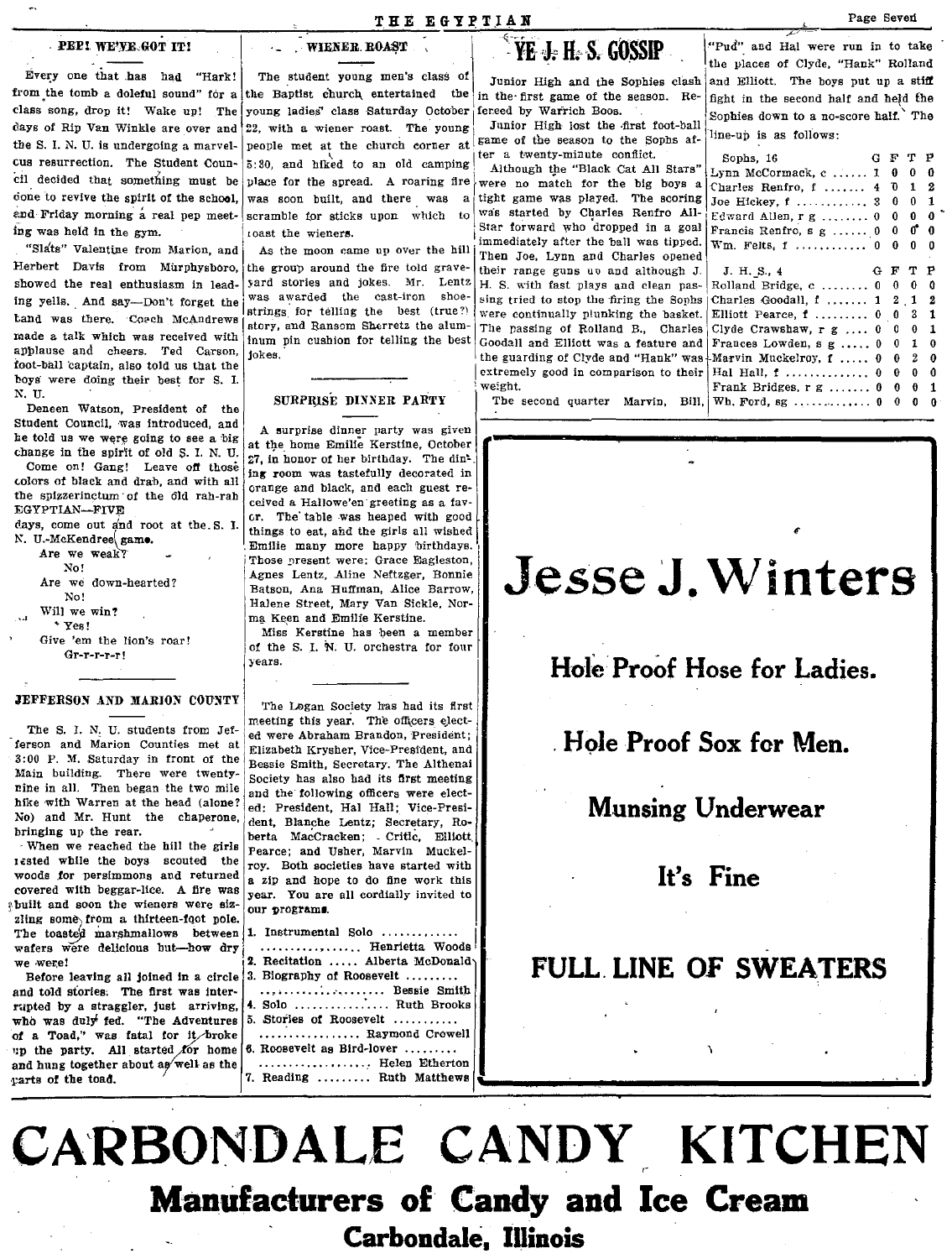## PEP! WE'VE GOT IT!

Every one that has had "Hark! from the tomb a doleful sound" for a class song, drop it! Wake up! The days of Rip Van Winkle are over and the S. I. N. U. is undergoing a marvelcus resurrection. The Student Council decided that something must be done to revive the spirit of the school, and Friday morning a real pep meeting was held in the gym.

"Slats" Valentine from Marion, and Herbert Davis from Murphysboro, showed the real enthusiasm in leading yells. And say—Don't forget the band was there. Coach McAndrews made a talk which was received with applause and cheers. Ted Carson, foot-ball captain, also told us that the boys were doing their best for S. I. N. U.

Deneen Watson, President of the Student Council, was introduced, and he told us we were going to see a big change in the spirit of old S. I. N. U.

Come on! Gang! Leave off those colors of black and drab, and with all the spizzerinctum of the old rah-rah EGYPTIAN—FIVE days, come out and root at the S. I. N. U.-McKendree game.

Are we weak?
No!
Are we down-hearted?
No!
Will we win?
Yes!
Give 'em the lion's roar!
Gr-r-r-r-r!

## JEFFERSON AND MARION COUNTY

The S. I. N. U. students from Jefferson and Marion Counties met at 3:00 P. M. Saturday in front of the Main building. There were twenty-nine in all. Then began the two mile hike with Warren at the head (alone? No) and Mr. Hunt the chaperone, bringing up the rear.

When we reached the hill the girls rested while the boys scouted the woods for persimmons and returned covered with beggar-lice. A fire was built and soon the wieners were sizzling some from a thirteen-foot pole. The toasted marshmallows between wafers were delicious but—how dry we were!

Before leaving all joined in a circle and told stories. The first was interrupted by a straggler, just arriving, who was duly fed. "The Adventures of a Toad," was fatal for it broke up the party. All started for home and hung together about as well as the parts of the toad.

## WIENER ROAST

The student young men's class of the Baptist church entertained the young ladies' class Saturday October 22, with a wiener roast. The young people met at the church corner at 5:30, and hiked to an old camping place for the spread. A roaring fire was soon built, and there was a scramble for sticks upon which to roast the wieners.

As the moon came up over the hill the group around the fire told graveyard stories and jokes. Mr. Lentz was awarded the cast-iron shoestrings for telling the best (true?) story, and Ransom Sherretz the aluminum pin cushion for telling the best jokes.

## SURPRISE DINNER PARTY

A surprise dinner party was given at the home Emilie Kerstine, October 27, in honor of her birthday. The dining room was tastefully decorated in orange and black, and each guest received a Hallowe'en greeting as a favor. The table was heaped with good things to eat, and the girls all wished Emilie many more happy birthdays. Those present were: Grace Eagleston, Agnes Lentz, Aline Neftzger, Bonnie Batson, Ana Huffman, Alice Barrow, Halene Street, Mary Van Sickle, Norma Keen and Emilie Kerstine.

Miss Kerstine has been a member of the S. I. N. U. orchestra for four years.

The Logan Society has had its first meeting this year. The officers elected were Abraham Brandon, President; Elizabeth Krysher, Vice-President, and Bessie Smith, Secretary. The Althenai Society has also had its first meeting and the following officers were elected: President, Hal Hall; Vice-President, Blanche Lentz; Secretary, Roberta MacCracken; Critic, Elliott Pearce; and Usher, Marvin Muckelroy. Both societies have started with a zip and hope to do fine work this year. You are all cordially invited to our programs.

1. Instrumental Solo ............ Henrietta Woods
2. Recitation ..... Alberta McDonald
3. Biography of Roosevelt ......... Bessie Smith
4. Solo ................ Ruth Brooks
5. Stories of Roosevelt ........... Raymond Crowell
6. Roosevelt as Bird-lover ......... Helen Etherton
7. Reading ......... Ruth Matthews

## YE J. H. S. GOSSIP

Junior High and the Sophies clash in the first game of the season. Refereed by Warrich Boos.

Junior High lost the first foot-ball game of the season to the Sophs after a twenty-minute conflict.

Although the "Black Cat All Stars" were no match for the big boys a tight game was played. The scoring was started by Charles Renfro All-Star forward who dropped in a goal immediately after the ball was tipped. Then Joe, Lynn and Charles opened their range guns up and although J. H. S. with fast plays and clean passing tried to stop the firing the Sophs were continually plunking the basket. The passing of Rolland B., Charles Goodall and Elliott was a feature and the guarding of Clyde and "Hank" was extremely good in comparison to their weight.

The second quarter Marvin, Bill, "Pud" and Hal were run in to take the places of Clyde, "Hank" Rolland and Elliott. The boys put up a stiff fight in the second half and held the Sophies down to a no-score half. The line-up is as follows:

| Sophs, 16 | G | F | T | P |
|---|---|---|---|---|
| Lynn McCormack, c | 1 | 0 | 0 | 0 |
| Charles Renfro, f | 4 | 0 | 1 | 2 |
| Joe Hickey, f | 3 | 0 | 0 | 1 |
| Edward Allen, r g | 0 | 0 | 0 | 0 |
| Francis Renfro, s g | 0 | 0 | 0 | 0 |
| Wm. Felts, f | 0 | 0 | 0 | 0 |

| J. H. S., 4 | G | F | T | P |
|---|---|---|---|---|
| Rolland Bridge, c | 0 | 0 | 0 | 0 |
| Charles Goodall, f | 1 | 2 | 1 | 2 |
| Elliott Pearce, f | 0 | 0 | 3 | 1 |
| Clyde Crawshaw, r g | 0 | 0 | 0 | 1 |
| Frances Lowden, s g | 0 | 0 | 1 | 0 |
| Marvin Muckelroy, f | 0 | 0 | 2 | 0 |
| Hal Hall, f | 0 | 0 | 0 | 0 |
| Frank Bridges, r g | 0 | 0 | 0 | 1 |
| Wh. Ford, sg | 0 | 0 | 0 | 0 |

# Jesse J. Winters

**Hole Proof Hose for Ladies.**

**Hole Proof Sox for Men.**

**Munsing Underwear**

**It's Fine**

**FULL LINE OF SWEATERS**

# CARBONDALE CANDY KITCHEN

**Manufacturers of Candy and Ice Cream**

**Carbondale, Illinois**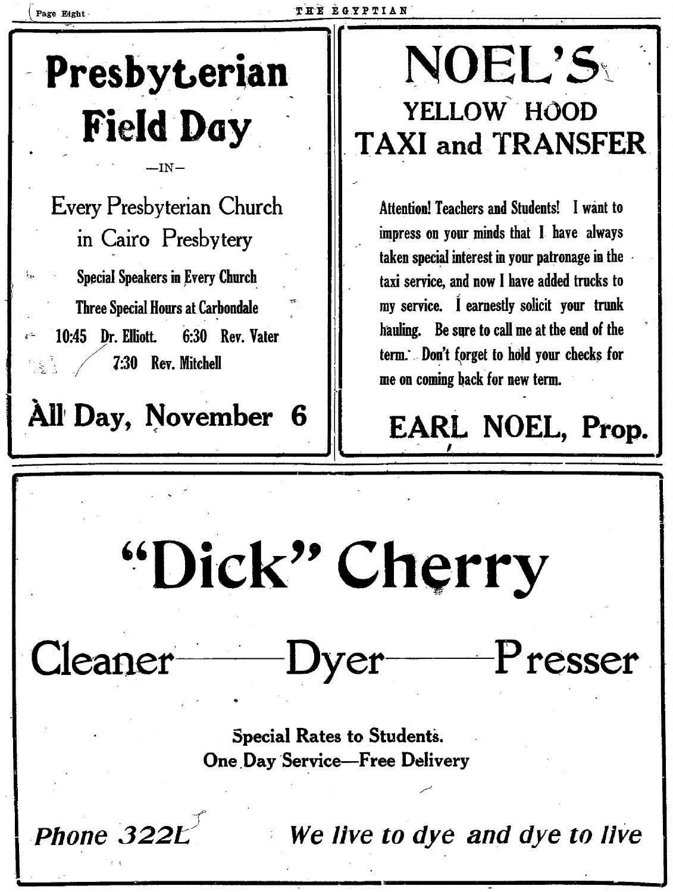# Presbyterian Field Day

—IN—

Every Presbyterian Church in Cairo Presbytery

Special Speakers in Every Church

Three Special Hours at Carbondale

10:45 Dr. Elliott. 6:30 Rev. Vater

7:30 Rev. Mitchell

**All Day, November 6**

# NOEL'S

## YELLOW HOOD TAXI and TRANSFER

Attention! Teachers and Students! I want to impress on your minds that I have always taken special interest in your patronage in the taxi service, and now I have added trucks to my service. I earnestly solicit your trunk hauling. Be sure to call me at the end of the term. Don't forget to hold your checks for me on coming back for new term.

**EARL NOEL, Prop.**

# "Dick" Cherry

## Cleaner—Dyer—Presser

**Special Rates to Students.**
**One Day Service—Free Delivery**

*Phone 322L* *We live to dye and dye to live*